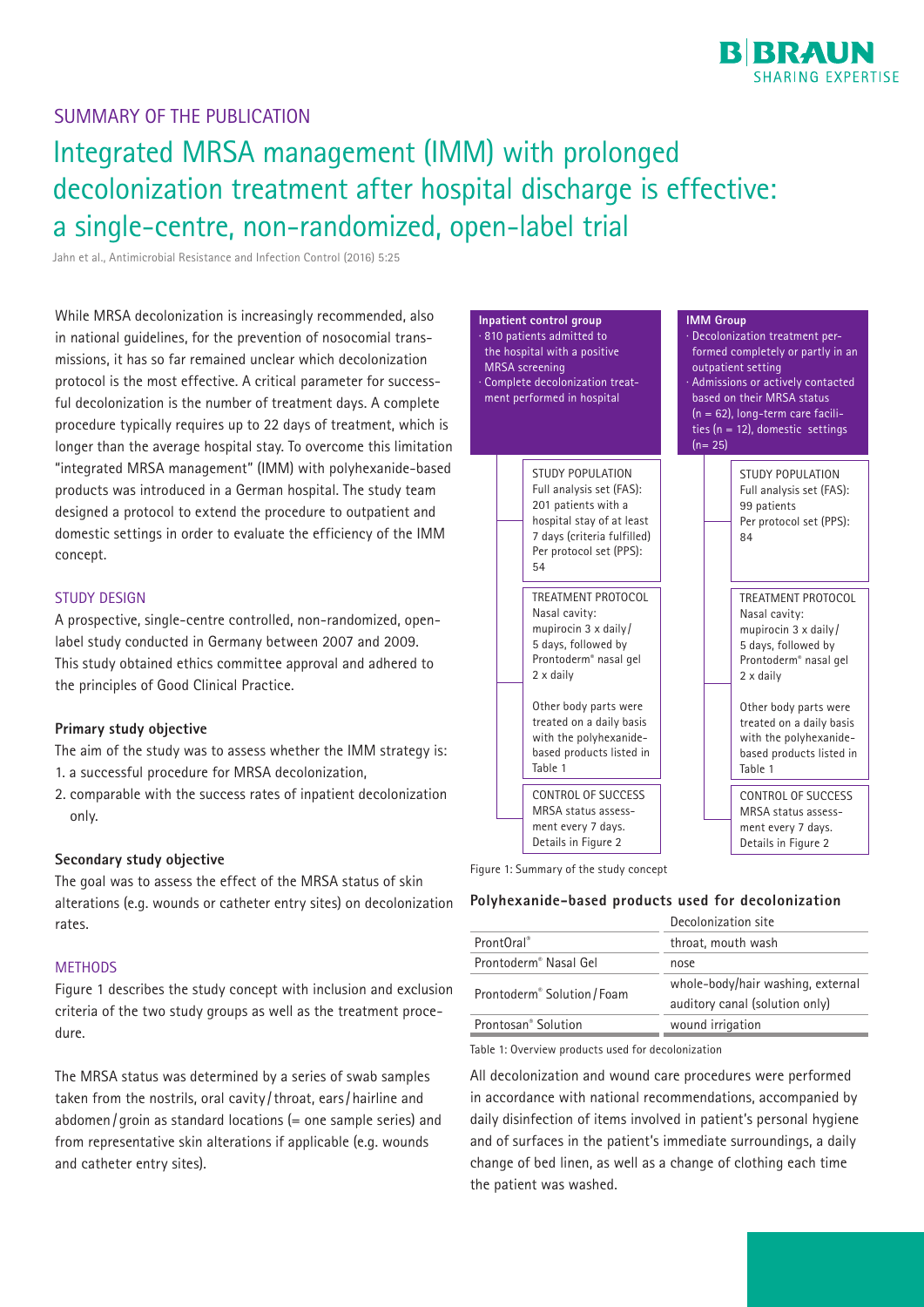SUMMARY OF THE PUBLICATION

# Integrated MRSA management (IMM) with prolonged decolonization treatment after hospital discharge is effective: a single-centre, non-randomized, open-label trial

Jahn et al., Antimicrobial Resistance and Infection Control (2016) 5:25

While MRSA decolonization is increasingly recommended, also in national guidelines, for the prevention of nosocomial transmissions, it has so far remained unclear which decolonization protocol is the most effective. A critical parameter for successful decolonization is the number of treatment days. A complete procedure typically requires up to 22 days of treatment, which is longer than the average hospital stay. To overcome this limitation "integrated MRSA management" (IMM) with polyhexanide-based products was introduced in a German hospital. The study team designed a protocol to extend the procedure to outpatient and domestic settings in order to evaluate the efficiency of the IMM concept.

## STUDY DESIGN

A prospective, single-centre controlled, non-randomized, open-label study conducted in Germany between 2007 and 2009. This study obtained ethics committee approval and adhered to the principles of Good Clinical Practice.

### Primary study objective

The aim of the study was to assess whether the IMM strategy is:

1. a successful procedure for MRSA decolonization,
2. comparable with the success rates of inpatient decolonization only.

### Secondary study objective

The goal was to assess the effect of the MRSA status of skin alterations (e.g. wounds or catheter entry sites) on decolonization rates.

## METHODS

Figure 1 describes the study concept with inclusion and exclusion criteria of the two study groups as well as the treatment procedure.

The MRSA status was determined by a series of swab samples taken from the nostrils, oral cavity / throat, ears / hairline and abdomen / groin as standard locations (= one sample series) and from representative skin alterations if applicable (e.g. wounds and catheter entry sites).

**Inpatient control group**
- 810 patients admitted to the hospital with a positive MRSA screening
- Complete decolonization treatment performed in hospital

STUDY POPULATION
Full analysis set (FAS): 201 patients with a hospital stay of at least 7 days (criteria fulfilled)
Per protocol set (PPS): 54

TREATMENT PROTOCOL
Nasal cavity: mupirocin 3 x daily / 5 days, followed by Prontoderm® nasal gel 2 x daily

Other body parts were treated on a daily basis with the polyhexanide-based products listed in Table 1

CONTROL OF SUCCESS
MRSA status assessment every 7 days. Details in Figure 2

**IMM Group**
- Decolonization treatment performed completely or partly in an outpatient setting
- Admissions or actively contacted based on their MRSA status (n = 62), long-term care facilities (n = 12), domestic settings (n= 25)

STUDY POPULATION
Full analysis set (FAS): 99 patients
Per protocol set (PPS): 84

TREATMENT PROTOCOL
Nasal cavity: mupirocin 3 x daily / 5 days, followed by Prontoderm® nasal gel 2 x daily

Other body parts were treated on a daily basis with the polyhexanide-based products listed in Table 1

CONTROL OF SUCCESS
MRSA status assessment every 7 days. Details in Figure 2

Figure 1: Summary of the study concept

**Polyhexanide-based products used for decolonization**

| | Decolonization site |
|---|---|
| ProntOral® | throat, mouth wash |
| Prontoderm® Nasal Gel | nose |
| Prontoderm® Solution / Foam | whole-body/hair washing, external auditory canal (solution only) |
| Prontosan® Solution | wound irrigation |

Table 1: Overview products used for decolonization

All decolonization and wound care procedures were performed in accordance with national recommendations, accompanied by daily disinfection of items involved in patient's personal hygiene and of surfaces in the patient's immediate surroundings, a daily change of bed linen, as well as a change of clothing each time the patient was washed.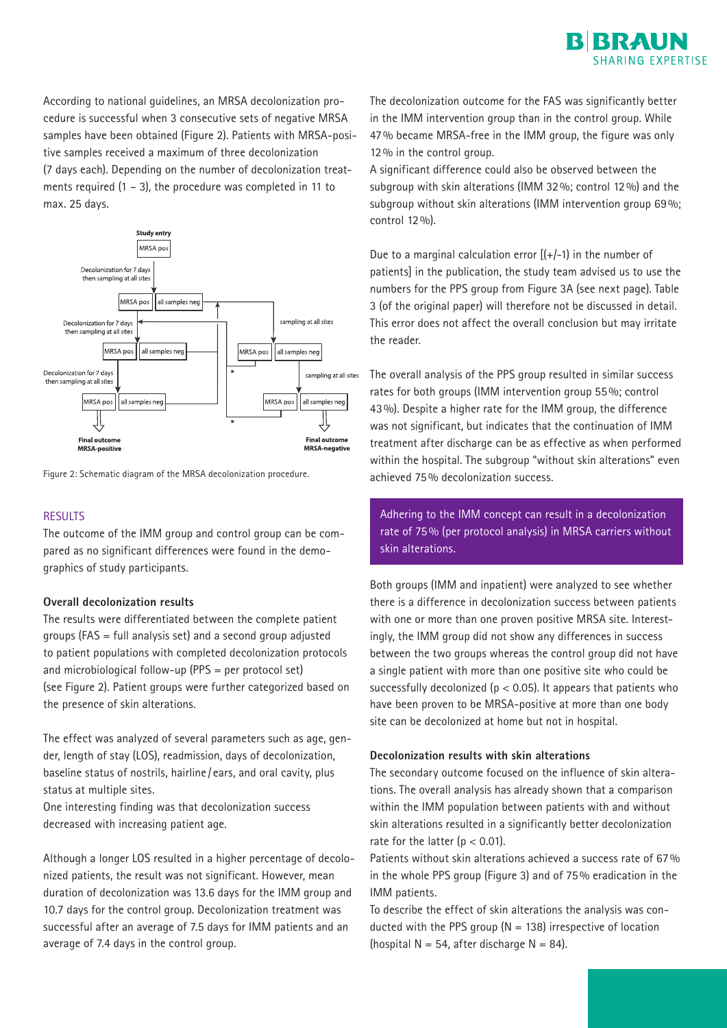According to national guidelines, an MRSA decolonization procedure is successful when 3 consecutive sets of negative MRSA samples have been obtained (Figure 2). Patients with MRSA-positive samples received a maximum of three decolonization (7 days each). Depending on the number of decolonization treatments required (1 – 3), the procedure was completed in 11 to max. 25 days.

Figure 2: Schematic diagram of the MRSA decolonization procedure.

## RESULTS

The outcome of the IMM group and control group can be compared as no significant differences were found in the demographics of study participants.

**Overall decolonization results**

The results were differentiated between the complete patient groups (FAS = full analysis set) and a second group adjusted to patient populations with completed decolonization protocols and microbiological follow-up (PPS = per protocol set) (see Figure 2). Patient groups were further categorized based on the presence of skin alterations.

The effect was analyzed of several parameters such as age, gender, length of stay (LOS), readmission, days of decolonization, baseline status of nostrils, hairline / ears, and oral cavity, plus status at multiple sites.
One interesting finding was that decolonization success decreased with increasing patient age.

Although a longer LOS resulted in a higher percentage of decolonized patients, the result was not significant. However, mean duration of decolonization was 13.6 days for the IMM group and 10.7 days for the control group. Decolonization treatment was successful after an average of 7.5 days for IMM patients and an average of 7.4 days in the control group.

The decolonization outcome for the FAS was significantly better in the IMM intervention group than in the control group. While 47 % became MRSA-free in the IMM group, the figure was only 12 % in the control group.
A significant difference could also be observed between the subgroup with skin alterations (IMM 32 %; control 12 %) and the subgroup without skin alterations (IMM intervention group 69 %; control 12 %).

Due to a marginal calculation error [(+/-1) in the number of patients] in the publication, the study team advised us to use the numbers for the PPS group from Figure 3A (see next page). Table 3 (of the original paper) will therefore not be discussed in detail. This error does not affect the overall conclusion but may irritate the reader.

The overall analysis of the PPS group resulted in similar success rates for both groups (IMM intervention group 55 %; control 43 %). Despite a higher rate for the IMM group, the difference was not significant, but indicates that the continuation of IMM treatment after discharge can be as effective as when performed within the hospital. The subgroup "without skin alterations" even achieved 75 % decolonization success.

> Adhering to the IMM concept can result in a decolonization rate of 75 % (per protocol analysis) in MRSA carriers without skin alterations.

Both groups (IMM and inpatient) were analyzed to see whether there is a difference in decolonization success between patients with one or more than one proven positive MRSA site. Interestingly, the IMM group did not show any differences in success between the two groups whereas the control group did not have a single patient with more than one positive site who could be successfully decolonized ($p < 0.05$). It appears that patients who have been proven to be MRSA-positive at more than one body site can be decolonized at home but not in hospital.

**Decolonization results with skin alterations**

The secondary outcome focused on the influence of skin alterations. The overall analysis has already shown that a comparison within the IMM population between patients with and without skin alterations resulted in a significantly better decolonization rate for the latter ($p < 0.01$).
Patients without skin alterations achieved a success rate of 67 % in the whole PPS group (Figure 3) and of 75 % eradication in the IMM patients.
To describe the effect of skin alterations the analysis was conducted with the PPS group (N = 138) irrespective of location (hospital N = 54, after discharge N = 84).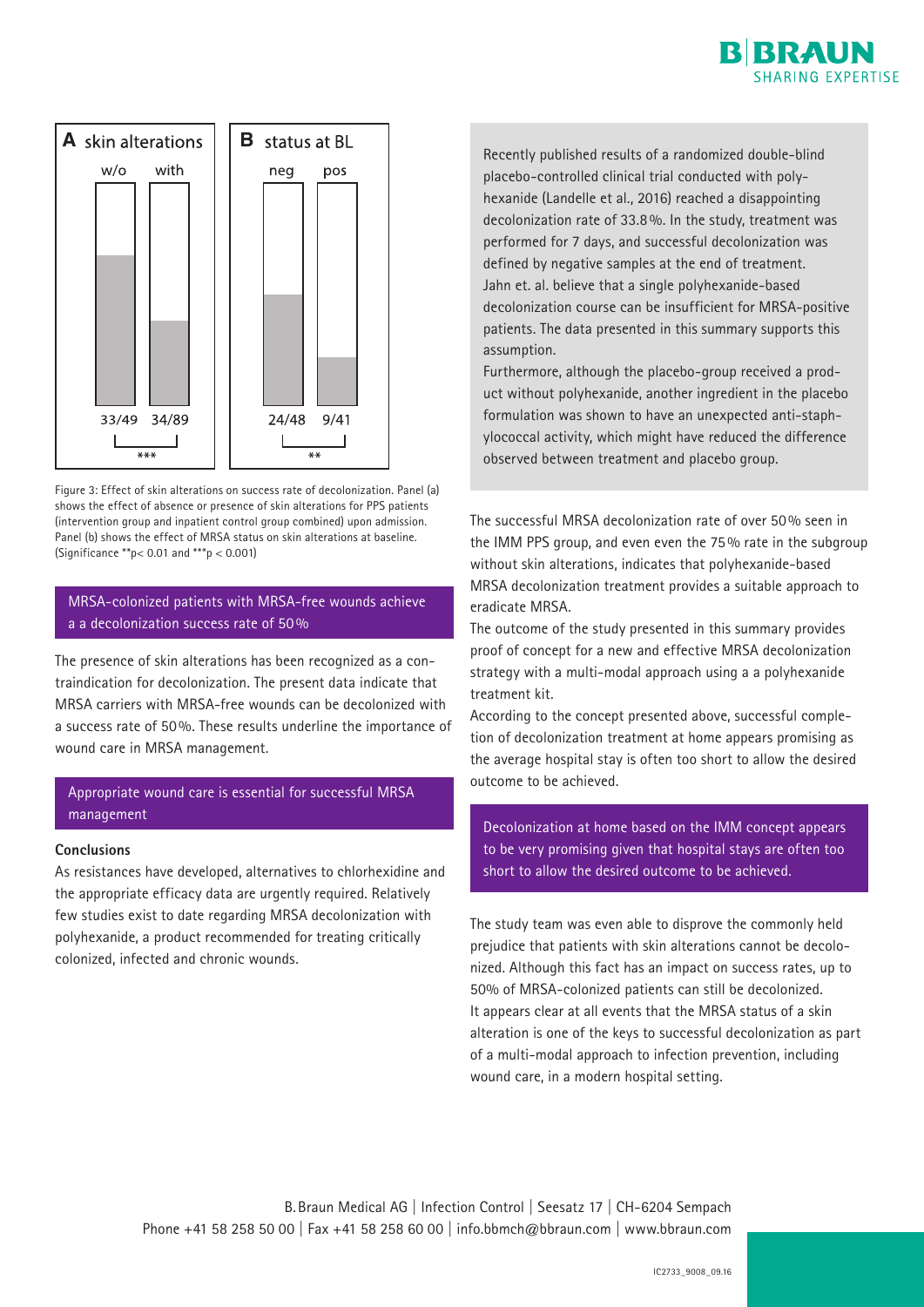A skin alterations

w/o with

33/49 34/89

***

B status at BL

neg pos

24/48 9/41

**

Figure 3: Effect of skin alterations on success rate of decolonization. Panel (a) shows the effect of absence or presence of skin alterations for PPS patients (intervention group and inpatient control group combined) upon admission. Panel (b) shows the effect of MRSA status on skin alterations at baseline. (Significance **p< 0.01 and ***p < 0.001)

## MRSA-colonized patients with MRSA-free wounds achieve a a decolonization success rate of 50 %

The presence of skin alterations has been recognized as a contraindication for decolonization. The present data indicate that MRSA carriers with MRSA-free wounds can be decolonized with a success rate of 50 %. These results underline the importance of wound care in MRSA management.

## Appropriate wound care is essential for successful MRSA management

### Conclusions

As resistances have developed, alternatives to chlorhexidine and the appropriate efficacy data are urgently required. Relatively few studies exist to date regarding MRSA decolonization with polyhexanide, a product recommended for treating critically colonized, infected and chronic wounds.

Recently published results of a randomized double-blind placebo-controlled clinical trial conducted with polyhexanide (Landelle et al., 2016) reached a disappointing decolonization rate of 33.8 %. In the study, treatment was performed for 7 days, and successful decolonization was defined by negative samples at the end of treatment. Jahn et. al. believe that a single polyhexanide-based decolonization course can be insufficient for MRSA-positive patients. The data presented in this summary supports this assumption.
Furthermore, although the placebo-group received a product without polyhexanide, another ingredient in the placebo formulation was shown to have an unexpected anti-staphylococcal activity, which might have reduced the difference observed between treatment and placebo group.

The successful MRSA decolonization rate of over 50 % seen in the IMM PPS group, and even even the 75 % rate in the subgroup without skin alterations, indicates that polyhexanide-based MRSA decolonization treatment provides a suitable approach to eradicate MRSA.
The outcome of the study presented in this summary provides proof of concept for a new and effective MRSA decolonization strategy with a multi-modal approach using a a polyhexanide treatment kit.
According to the concept presented above, successful completion of decolonization treatment at home appears promising as the average hospital stay is often too short to allow the desired outcome to be achieved.

## Decolonization at home based on the IMM concept appears to be very promising given that hospital stays are often too short to allow the desired outcome to be achieved.

The study team was even able to disprove the commonly held prejudice that patients with skin alterations cannot be decolonized. Although this fact has an impact on success rates, up to 50% of MRSA-colonized patients can still be decolonized.
It appears clear at all events that the MRSA status of a skin alteration is one of the keys to successful decolonization as part of a multi-modal approach to infection prevention, including wound care, in a modern hospital setting.

B. Braun Medical AG | Infection Control | Seesatz 17 | CH-6204 Sempach
Phone +41 58 258 50 00 | Fax +41 58 258 60 00 | info.bbmch@bbraun.com | www.bbraun.com

IC2733_9008_09.16